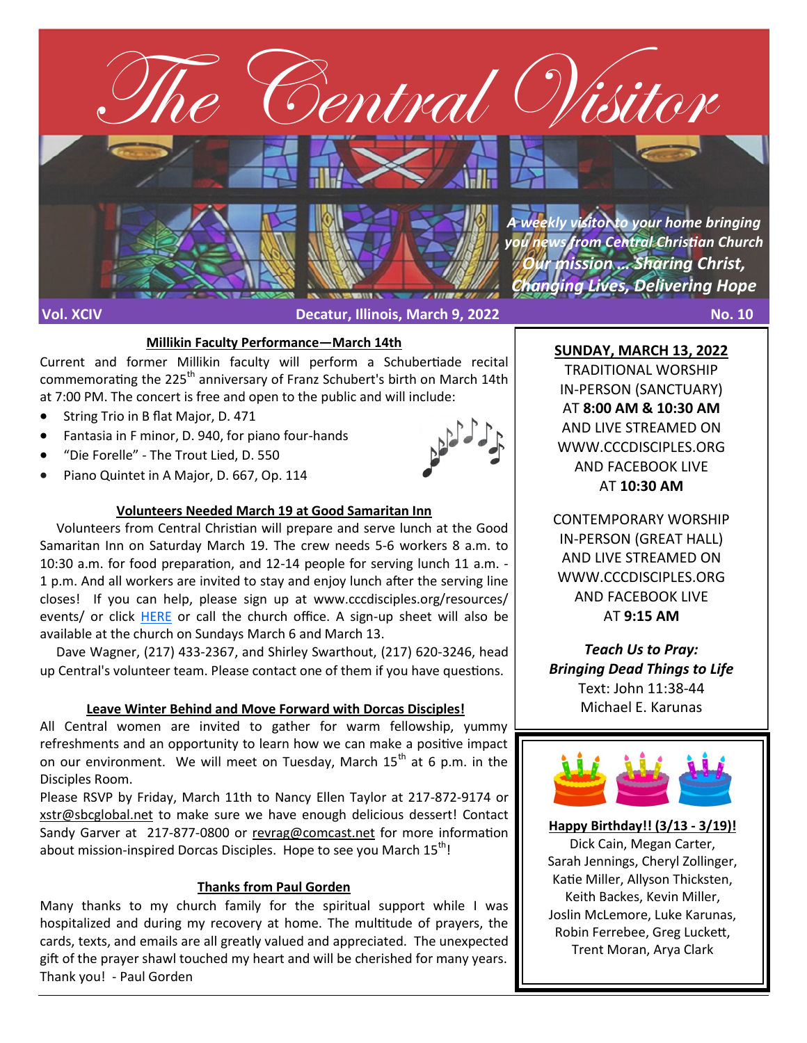# The Central Visitor

*A weekly visitor to your home bringing you news from Central Christian Church*
*Our mission ... Sharing Christ, Changing Lives, Delivering Hope*

**Vol. XCIV** — **Decatur, Illinois, March 9, 2022** — **No. 10**

## Millikin Faculty Performance—March 14th

Current and former Millikin faculty will perform a Schubertiade recital commemorating the 225th anniversary of Franz Schubert's birth on March 14th at 7:00 PM. The concert is free and open to the public and will include:

- String Trio in B flat Major, D. 471
- Fantasia in F minor, D. 940, for piano four-hands
- "Die Forelle" - The Trout Lied, D. 550
- Piano Quintet in A Major, D. 667, Op. 114

## Volunteers Needed March 19 at Good Samaritan Inn

Volunteers from Central Christian will prepare and serve lunch at the Good Samaritan Inn on Saturday March 19. The crew needs 5-6 workers 8 a.m. to 10:30 a.m. for food preparation, and 12-14 people for serving lunch 11 a.m. - 1 p.m. And all workers are invited to stay and enjoy lunch after the serving line closes! If you can help, please sign up at www.cccdisciples.org/resources/events/ or click HERE or call the church office. A sign-up sheet will also be available at the church on Sundays March 6 and March 13.

Dave Wagner, (217) 433-2367, and Shirley Swarthout, (217) 620-3246, head up Central's volunteer team. Please contact one of them if you have questions.

## Leave Winter Behind and Move Forward with Dorcas Disciples!

All Central women are invited to gather for warm fellowship, yummy refreshments and an opportunity to learn how we can make a positive impact on our environment. We will meet on Tuesday, March 15th at 6 p.m. in the Disciples Room.

Please RSVP by Friday, March 11th to Nancy Ellen Taylor at 217-872-9174 or xstr@sbcglobal.net to make sure we have enough delicious dessert! Contact Sandy Garver at 217-877-0800 or revrag@comcast.net for more information about mission-inspired Dorcas Disciples. Hope to see you March 15th!

## Thanks from Paul Gorden

Many thanks to my church family for the spiritual support while I was hospitalized and during my recovery at home. The multitude of prayers, the cards, texts, and emails are all greatly valued and appreciated. The unexpected gift of the prayer shawl touched my heart and will be cherished for many years. Thank you! - Paul Gorden

## SUNDAY, MARCH 13, 2022

TRADITIONAL WORSHIP
IN-PERSON (SANCTUARY)
AT **8:00 AM & 10:30 AM**
AND LIVE STREAMED ON
WWW.CCCDISCIPLES.ORG
AND FACEBOOK LIVE
AT **10:30 AM**

CONTEMPORARY WORSHIP
IN-PERSON (GREAT HALL)
AND LIVE STREAMED ON
WWW.CCCDISCIPLES.ORG
AND FACEBOOK LIVE
AT **9:15 AM**

***Teach Us to Pray: Bringing Dead Things to Life***
Text: John 11:38-44
Michael E. Karunas

## Happy Birthday!! (3/13 - 3/19)!

Dick Cain, Megan Carter, Sarah Jennings, Cheryl Zollinger, Katie Miller, Allyson Thicksten, Keith Backes, Kevin Miller, Joslin McLemore, Luke Karunas, Robin Ferrebee, Greg Luckett, Trent Moran, Arya Clark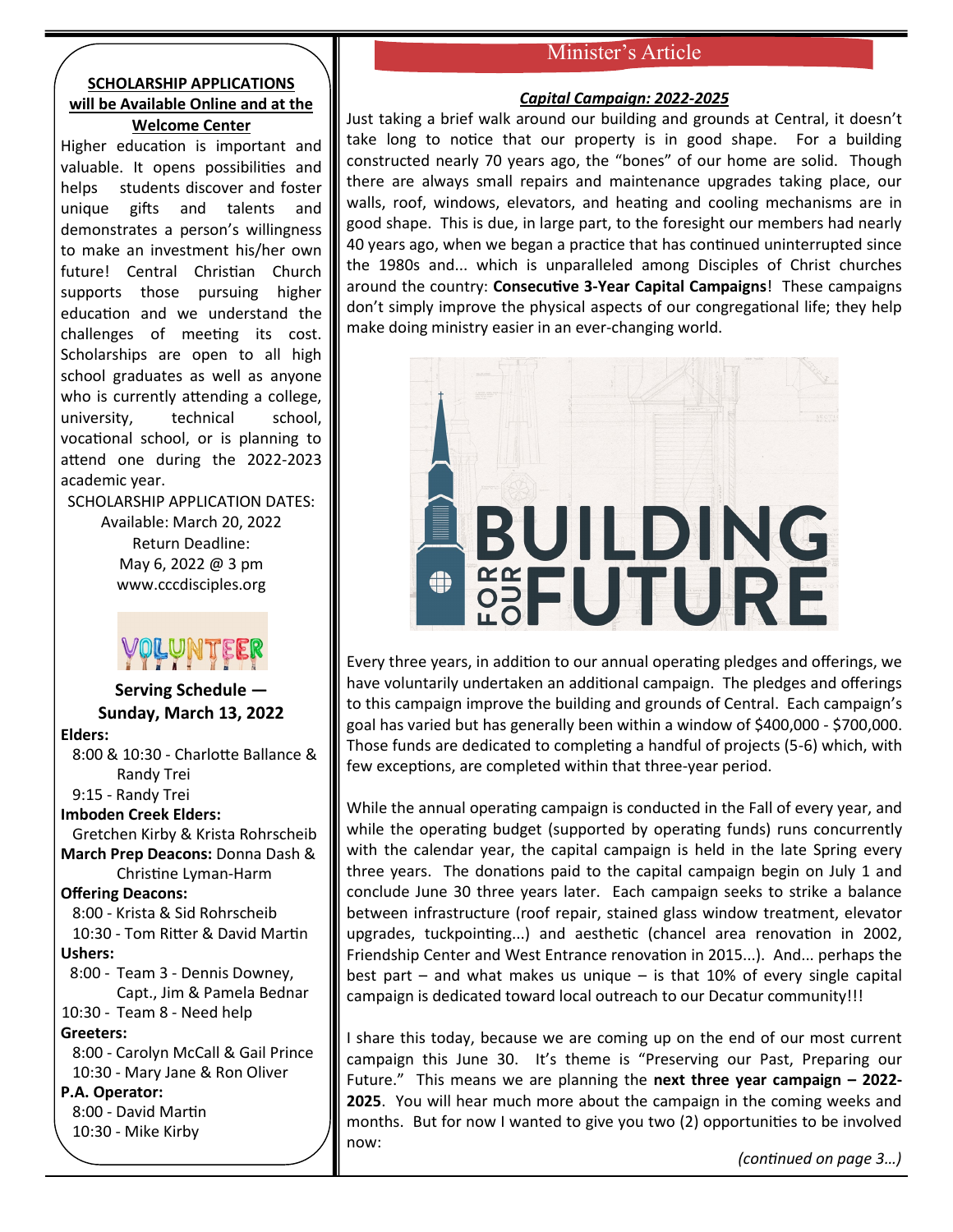**SCHOLARSHIP APPLICATIONS will be Available Online and at the Welcome Center**

Higher education is important and valuable. It opens possibilities and helps students discover and foster unique gifts and talents and demonstrates a person's willingness to make an investment his/her own future! Central Christian Church supports those pursuing higher education and we understand the challenges of meeting its cost. Scholarships are open to all high school graduates as well as anyone who is currently attending a college, university, technical school, vocational school, or is planning to attend one during the 2022-2023 academic year.

SCHOLARSHIP APPLICATION DATES:
Available: March 20, 2022
Return Deadline:
May 6, 2022 @ 3 pm
www.cccdisciples.org

VOLUNTEER

**Serving Schedule — Sunday, March 13, 2022**

**Elders:**
8:00 & 10:30 - Charlotte Ballance & Randy Trei
9:15 - Randy Trei

**Imboden Creek Elders:**
Gretchen Kirby & Krista Rohrscheib

**March Prep Deacons:** Donna Dash & Christine Lyman-Harm

**Offering Deacons:**
8:00 - Krista & Sid Rohrscheib
10:30 - Tom Ritter & David Martin

**Ushers:**
8:00 - Team 3 - Dennis Downey, Capt., Jim & Pamela Bednar
10:30 - Team 8 - Need help

**Greeters:**
8:00 - Carolyn McCall & Gail Prince
10:30 - Mary Jane & Ron Oliver

**P.A. Operator:**
8:00 - David Martin
10:30 - Mike Kirby

## Minister's Article

***Capital Campaign: 2022-2025***

Just taking a brief walk around our building and grounds at Central, it doesn't take long to notice that our property is in good shape. For a building constructed nearly 70 years ago, the "bones" of our home are solid. Though there are always small repairs and maintenance upgrades taking place, our walls, roof, windows, elevators, and heating and cooling mechanisms are in good shape. This is due, in large part, to the foresight our members had nearly 40 years ago, when we began a practice that has continued uninterrupted since the 1980s and... which is unparalleled among Disciples of Christ churches around the country: **Consecutive 3-Year Capital Campaigns**! These campaigns don't simply improve the physical aspects of our congregational life; they help make doing ministry easier in an ever-changing world.

BUILDING FOR OUR FUTURE

Every three years, in addition to our annual operating pledges and offerings, we have voluntarily undertaken an additional campaign. The pledges and offerings to this campaign improve the building and grounds of Central. Each campaign's goal has varied but has generally been within a window of $400,000 - $700,000. Those funds are dedicated to completing a handful of projects (5-6) which, with few exceptions, are completed within that three-year period.

While the annual operating campaign is conducted in the Fall of every year, and while the operating budget (supported by operating funds) runs concurrently with the calendar year, the capital campaign is held in the late Spring every three years. The donations paid to the capital campaign begin on July 1 and conclude June 30 three years later. Each campaign seeks to strike a balance between infrastructure (roof repair, stained glass window treatment, elevator upgrades, tuckpointing...) and aesthetic (chancel area renovation in 2002, Friendship Center and West Entrance renovation in 2015...). And... perhaps the best part – and what makes us unique – is that 10% of every single capital campaign is dedicated toward local outreach to our Decatur community!!!

I share this today, because we are coming up on the end of our most current campaign this June 30. It's theme is "Preserving our Past, Preparing our Future." This means we are planning the **next three year campaign – 2022-2025**. You will hear much more about the campaign in the coming weeks and months. But for now I wanted to give you two (2) opportunities to be involved now:

*(continued on page 3…)*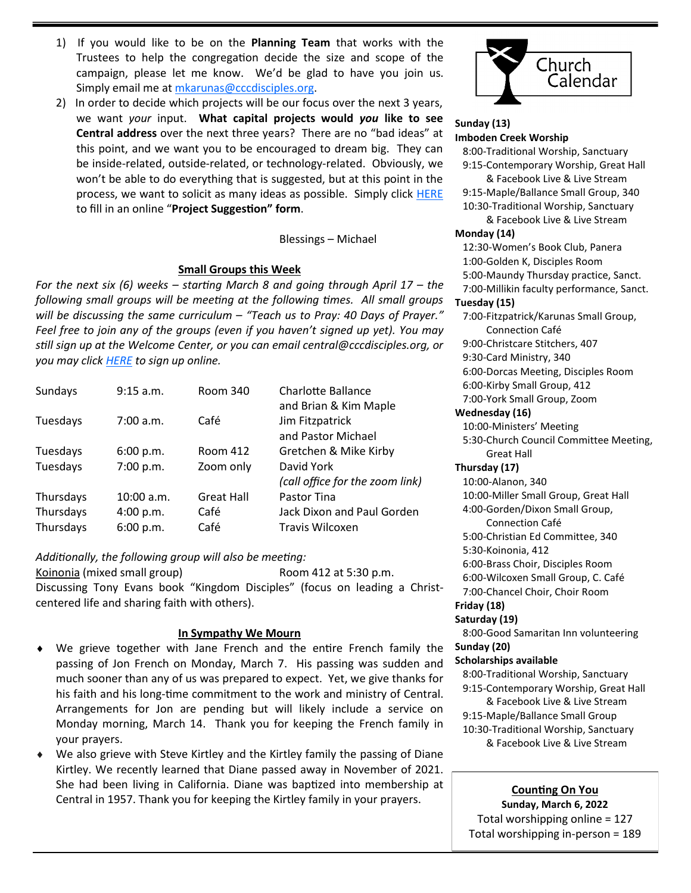1) If you would like to be on the **Planning Team** that works with the Trustees to help the congregation decide the size and scope of the campaign, please let me know. We'd be glad to have you join us. Simply email me at mkarunas@cccdisciples.org.
2) In order to decide which projects will be our focus over the next 3 years, we want *your* input. **What capital projects would *you* like to see Central address** over the next three years? There are no "bad ideas" at this point, and we want you to be encouraged to dream big. They can be inside-related, outside-related, or technology-related. Obviously, we won't be able to do everything that is suggested, but at this point in the process, we want to solicit as many ideas as possible. Simply click HERE to fill in an online "**Project Suggestion" form**.

Blessings – Michael

## Small Groups this Week

*For the next six (6) weeks – starting March 8 and going through April 17 – the following small groups will be meeting at the following times. All small groups will be discussing the same curriculum – "Teach us to Pray: 40 Days of Prayer." Feel free to join any of the groups (even if you haven't signed up yet). You may still sign up at the Welcome Center, or you can email central@cccdisciples.org, or you may click HERE to sign up online.*

| | | | |
|---|---|---|---|
| Sundays | 9:15 a.m. | Room 340 | Charlotte Ballance and Brian & Kim Maple |
| Tuesdays | 7:00 a.m. | Café | Jim Fitzpatrick and Pastor Michael |
| Tuesdays | 6:00 p.m. | Room 412 | Gretchen & Mike Kirby |
| Tuesdays | 7:00 p.m. | Zoom only | David York *(call office for the zoom link)* |
| Thursdays | 10:00 a.m. | Great Hall | Pastor Tina |
| Thursdays | 4:00 p.m. | Café | Jack Dixon and Paul Gorden |
| Thursdays | 6:00 p.m. | Café | Travis Wilcoxen |

*Additionally, the following group will also be meeting:*

Koinonia (mixed small group) Room 412 at 5:30 p.m.
Discussing Tony Evans book "Kingdom Disciples" (focus on leading a Christ-centered life and sharing faith with others).

## In Sympathy We Mourn

- We grieve together with Jane French and the entire French family the passing of Jon French on Monday, March 7. His passing was sudden and much sooner than any of us was prepared to expect. Yet, we give thanks for his faith and his long-time commitment to the work and ministry of Central. Arrangements for Jon are pending but will likely include a service on Monday morning, March 14. Thank you for keeping the French family in your prayers.
- We also grieve with Steve Kirtley and the Kirtley family the passing of Diane Kirtley. We recently learned that Diane passed away in November of 2021. She had been living in California. Diane was baptized into membership at Central in 1957. Thank you for keeping the Kirtley family in your prayers.

# Church Calendar

**Sunday (13)**
**Imboden Creek Worship**
8:00-Traditional Worship, Sanctuary
9:15-Contemporary Worship, Great Hall & Facebook Live & Live Stream
9:15-Maple/Ballance Small Group, 340
10:30-Traditional Worship, Sanctuary & Facebook Live & Live Stream

**Monday (14)**
12:30-Women's Book Club, Panera
1:00-Golden K, Disciples Room
5:00-Maundy Thursday practice, Sanct.
7:00-Millikin faculty performance, Sanct.

**Tuesday (15)**
7:00-Fitzpatrick/Karunas Small Group, Connection Café
9:00-Christcare Stitchers, 407
9:30-Card Ministry, 340
6:00-Dorcas Meeting, Disciples Room
6:00-Kirby Small Group, 412
7:00-York Small Group, Zoom

**Wednesday (16)**
10:00-Ministers' Meeting
5:30-Church Council Committee Meeting, Great Hall

**Thursday (17)**
10:00-Alanon, 340
10:00-Miller Small Group, Great Hall
4:00-Gorden/Dixon Small Group, Connection Café
5:00-Christian Ed Committee, 340
5:30-Koinonia, 412
6:00-Brass Choir, Disciples Room
6:00-Wilcoxen Small Group, C. Café
7:00-Chancel Choir, Choir Room

**Friday (18)**

**Saturday (19)**
8:00-Good Samaritan Inn volunteering

**Sunday (20)**
**Scholarships available**
8:00-Traditional Worship, Sanctuary
9:15-Contemporary Worship, Great Hall & Facebook Live & Live Stream
9:15-Maple/Ballance Small Group
10:30-Traditional Worship, Sanctuary & Facebook Live & Live Stream

## Counting On You

**Sunday, March 6, 2022**
Total worshipping online = 127
Total worshipping in-person = 189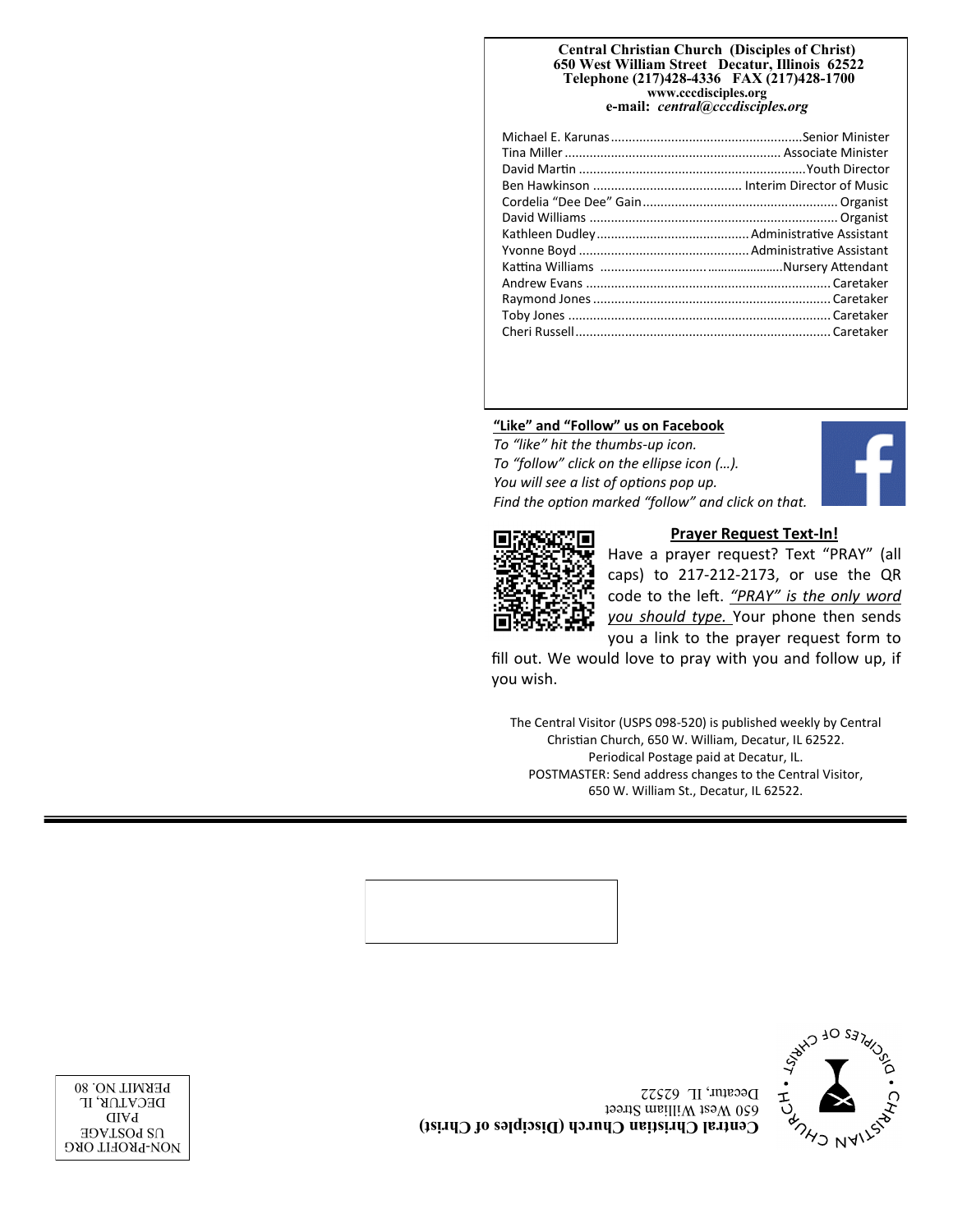**Central Christian Church (Disciples of Christ)**
**650 West William Street Decatur, Illinois 62522**
**Telephone (217)428-4336 FAX (217)428-1700**
**www.cccdisciples.org**
**e-mail:** ***central@cccdisciples.org***

| | |
|---|---|
| Michael E. Karunas | Senior Minister |
| Tina Miller | Associate Minister |
| David Martin | Youth Director |
| Ben Hawkinson | Interim Director of Music |
| Cordelia "Dee Dee" Gain | Organist |
| David Williams | Organist |
| Kathleen Dudley | Administrative Assistant |
| Yvonne Boyd | Administrative Assistant |
| Kattina Williams | Nursery Attendant |
| Andrew Evans | Caretaker |
| Raymond Jones | Caretaker |
| Toby Jones | Caretaker |
| Cheri Russell | Caretaker |

**"Like" and "Follow" us on Facebook**

*To "like" hit the thumbs-up icon.*
*To "follow" click on the ellipse icon (…).*
*You will see a list of options pop up.*
*Find the option marked "follow" and click on that.*

**Prayer Request Text-In!**

Have a prayer request? Text "PRAY" (all caps) to 217-212-2173, or use the QR code to the left. *"PRAY" is the only word you should type.* Your phone then sends you a link to the prayer request form to fill out. We would love to pray with you and follow up, if you wish.

The Central Visitor (USPS 098-520) is published weekly by Central Christian Church, 650 W. William, Decatur, IL 62522.
Periodical Postage paid at Decatur, IL.
POSTMASTER: Send address changes to the Central Visitor, 650 W. William St., Decatur, IL 62522.

NON-PROFIT ORG
US POSTAGE
PAID
DECATUR, IL
PERMIT NO. 80

**Central Christian Church (Disciples of Christ)**
650 West William Street
Decatur, IL 62522

DISCIPLES OF CHRIST • CHRISTIAN CHURCH •